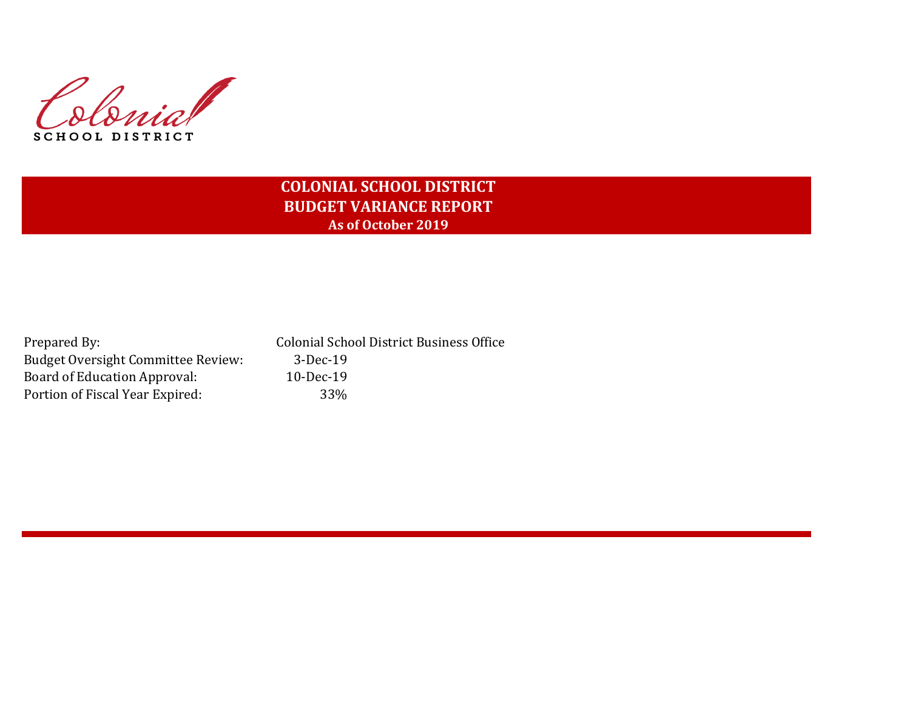Colonial SCHOOL DISTRICT

# COLONIAL SCHOOL DISTRICT
## BUDGET VARIANCE REPORT
### As of October 2019

| | |
|---|---|
| Prepared By: | Colonial School District Business Office |
| Budget Oversight Committee Review: | 3-Dec-19 |
| Board of Education Approval: | 10-Dec-19 |
| Portion of Fiscal Year Expired: | 33% |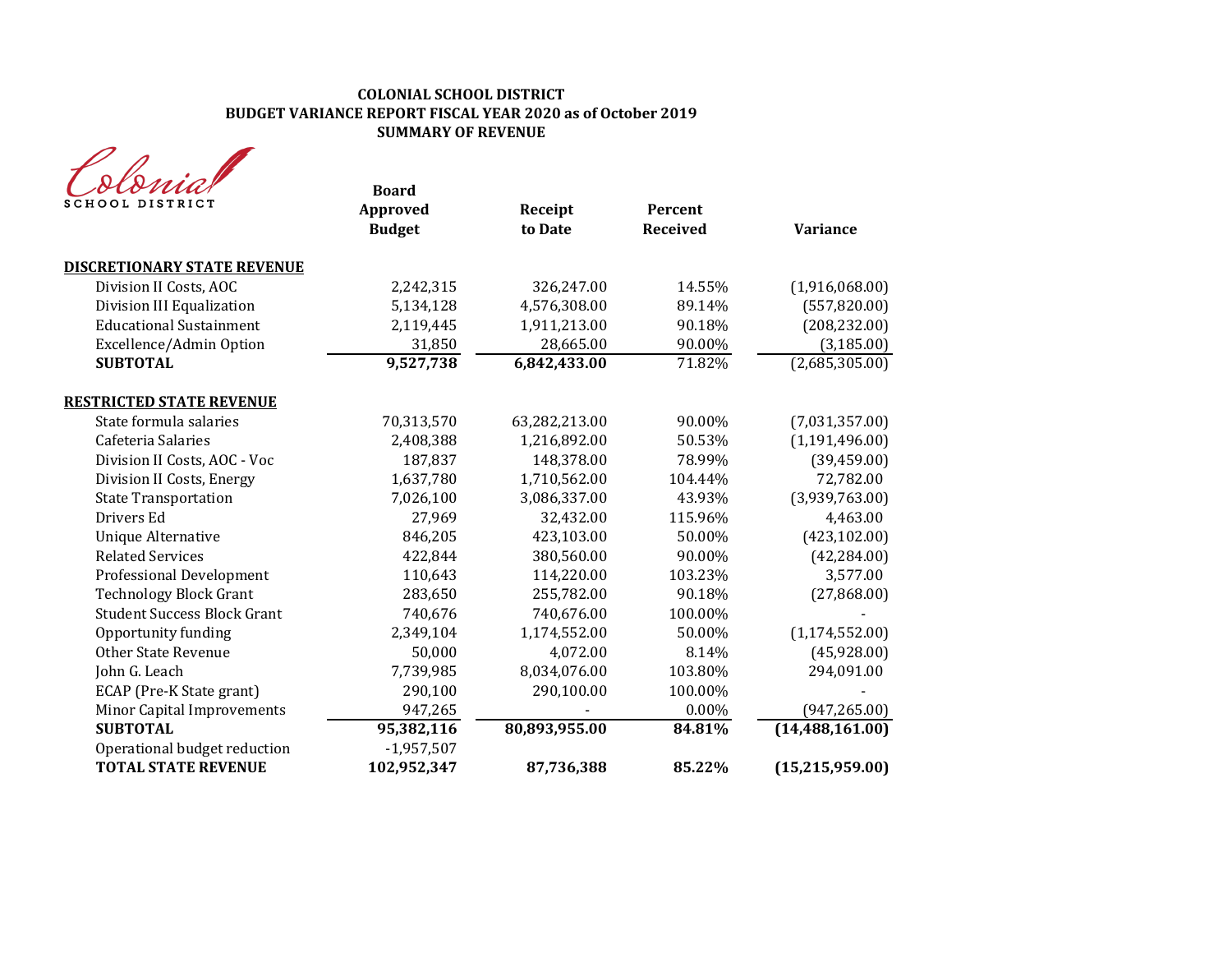# COLONIAL SCHOOL DISTRICT
## BUDGET VARIANCE REPORT FISCAL YEAR 2020 as of October 2019
## SUMMARY OF REVENUE

Colonial SCHOOL DISTRICT

| | Board Approved Budget | Receipt to Date | Percent Received | Variance |
|---|---|---|---|---|
| **DISCRETIONARY STATE REVENUE** | | | | |
| Division II Costs, AOC | 2,242,315 | 326,247.00 | 14.55% | (1,916,068.00) |
| Division III Equalization | 5,134,128 | 4,576,308.00 | 89.14% | (557,820.00) |
| Educational Sustainment | 2,119,445 | 1,911,213.00 | 90.18% | (208,232.00) |
| Excellence/Admin Option | 31,850 | 28,665.00 | 90.00% | (3,185.00) |
| **SUBTOTAL** | **9,527,738** | **6,842,433.00** | 71.82% | (2,685,305.00) |
| **RESTRICTED STATE REVENUE** | | | | |
| State formula salaries | 70,313,570 | 63,282,213.00 | 90.00% | (7,031,357.00) |
| Cafeteria Salaries | 2,408,388 | 1,216,892.00 | 50.53% | (1,191,496.00) |
| Division II Costs, AOC - Voc | 187,837 | 148,378.00 | 78.99% | (39,459.00) |
| Division II Costs, Energy | 1,637,780 | 1,710,562.00 | 104.44% | 72,782.00 |
| State Transportation | 7,026,100 | 3,086,337.00 | 43.93% | (3,939,763.00) |
| Drivers Ed | 27,969 | 32,432.00 | 115.96% | 4,463.00 |
| Unique Alternative | 846,205 | 423,103.00 | 50.00% | (423,102.00) |
| Related Services | 422,844 | 380,560.00 | 90.00% | (42,284.00) |
| Professional Development | 110,643 | 114,220.00 | 103.23% | 3,577.00 |
| Technology Block Grant | 283,650 | 255,782.00 | 90.18% | (27,868.00) |
| Student Success Block Grant | 740,676 | 740,676.00 | 100.00% | - |
| Opportunity funding | 2,349,104 | 1,174,552.00 | 50.00% | (1,174,552.00) |
| Other State Revenue | 50,000 | 4,072.00 | 8.14% | (45,928.00) |
| John G. Leach | 7,739,985 | 8,034,076.00 | 103.80% | 294,091.00 |
| ECAP (Pre-K State grant) | 290,100 | 290,100.00 | 100.00% | - |
| Minor Capital Improvements | 947,265 | - | 0.00% | (947,265.00) |
| **SUBTOTAL** | **95,382,116** | **80,893,955.00** | **84.81%** | **(14,488,161.00)** |
| Operational budget reduction | -1,957,507 | | | |
| **TOTAL STATE REVENUE** | **102,952,347** | **87,736,388** | **85.22%** | **(15,215,959.00)** |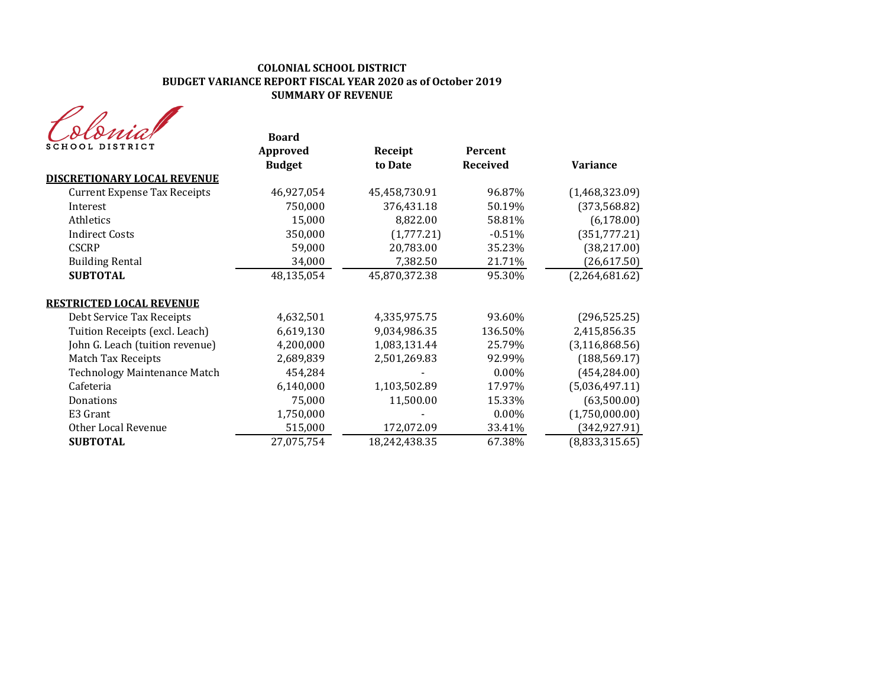**COLONIAL SCHOOL DISTRICT**
**BUDGET VARIANCE REPORT FISCAL YEAR 2020 as of October 2019**
**SUMMARY OF REVENUE**

Colonial SCHOOL DISTRICT

| | Board Approved Budget | Receipt to Date | Percent Received | Variance |
|---|---|---|---|---|
| **DISCRETIONARY LOCAL REVENUE** | | | | |
| Current Expense Tax Receipts | 46,927,054 | 45,458,730.91 | 96.87% | (1,468,323.09) |
| Interest | 750,000 | 376,431.18 | 50.19% | (373,568.82) |
| Athletics | 15,000 | 8,822.00 | 58.81% | (6,178.00) |
| Indirect Costs | 350,000 | (1,777.21) | -0.51% | (351,777.21) |
| CSCRP | 59,000 | 20,783.00 | 35.23% | (38,217.00) |
| Building Rental | 34,000 | 7,382.50 | 21.71% | (26,617.50) |
| **SUBTOTAL** | 48,135,054 | 45,870,372.38 | 95.30% | (2,264,681.62) |
| **RESTRICTED LOCAL REVENUE** | | | | |
| Debt Service Tax Receipts | 4,632,501 | 4,335,975.75 | 93.60% | (296,525.25) |
| Tuition Receipts (excl. Leach) | 6,619,130 | 9,034,986.35 | 136.50% | 2,415,856.35 |
| John G. Leach (tuition revenue) | 4,200,000 | 1,083,131.44 | 25.79% | (3,116,868.56) |
| Match Tax Receipts | 2,689,839 | 2,501,269.83 | 92.99% | (188,569.17) |
| Technology Maintenance Match | 454,284 | - | 0.00% | (454,284.00) |
| Cafeteria | 6,140,000 | 1,103,502.89 | 17.97% | (5,036,497.11) |
| Donations | 75,000 | 11,500.00 | 15.33% | (63,500.00) |
| E3 Grant | 1,750,000 | - | 0.00% | (1,750,000.00) |
| Other Local Revenue | 515,000 | 172,072.09 | 33.41% | (342,927.91) |
| **SUBTOTAL** | 27,075,754 | 18,242,438.35 | 67.38% | (8,833,315.65) |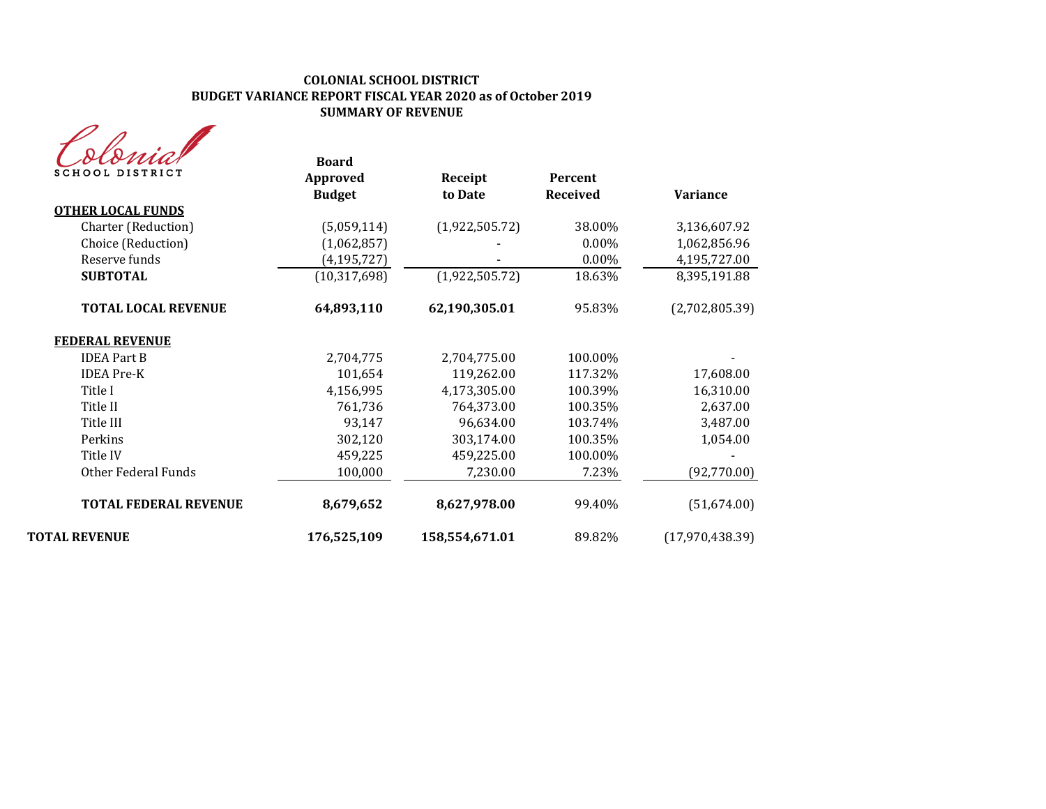**COLONIAL SCHOOL DISTRICT**
**BUDGET VARIANCE REPORT FISCAL YEAR 2020 as of October 2019**
**SUMMARY OF REVENUE**

Colonial SCHOOL DISTRICT

| | Board Approved Budget | Receipt to Date | Percent Received | Variance |
|---|---|---|---|---|
| **OTHER LOCAL FUNDS** | | | | |
| Charter (Reduction) | (5,059,114) | (1,922,505.72) | 38.00% | 3,136,607.92 |
| Choice (Reduction) | (1,062,857) | - | 0.00% | 1,062,856.96 |
| Reserve funds | (4,195,727) | - | 0.00% | 4,195,727.00 |
| **SUBTOTAL** | (10,317,698) | (1,922,505.72) | 18.63% | 8,395,191.88 |
| **TOTAL LOCAL REVENUE** | **64,893,110** | **62,190,305.01** | 95.83% | (2,702,805.39) |
| **FEDERAL REVENUE** | | | | |
| IDEA Part B | 2,704,775 | 2,704,775.00 | 100.00% | - |
| IDEA Pre-K | 101,654 | 119,262.00 | 117.32% | 17,608.00 |
| Title I | 4,156,995 | 4,173,305.00 | 100.39% | 16,310.00 |
| Title II | 761,736 | 764,373.00 | 100.35% | 2,637.00 |
| Title III | 93,147 | 96,634.00 | 103.74% | 3,487.00 |
| Perkins | 302,120 | 303,174.00 | 100.35% | 1,054.00 |
| Title IV | 459,225 | 459,225.00 | 100.00% | - |
| Other Federal Funds | 100,000 | 7,230.00 | 7.23% | (92,770.00) |
| **TOTAL FEDERAL REVENUE** | **8,679,652** | **8,627,978.00** | 99.40% | (51,674.00) |
| **TOTAL REVENUE** | **176,525,109** | **158,554,671.01** | 89.82% | (17,970,438.39) |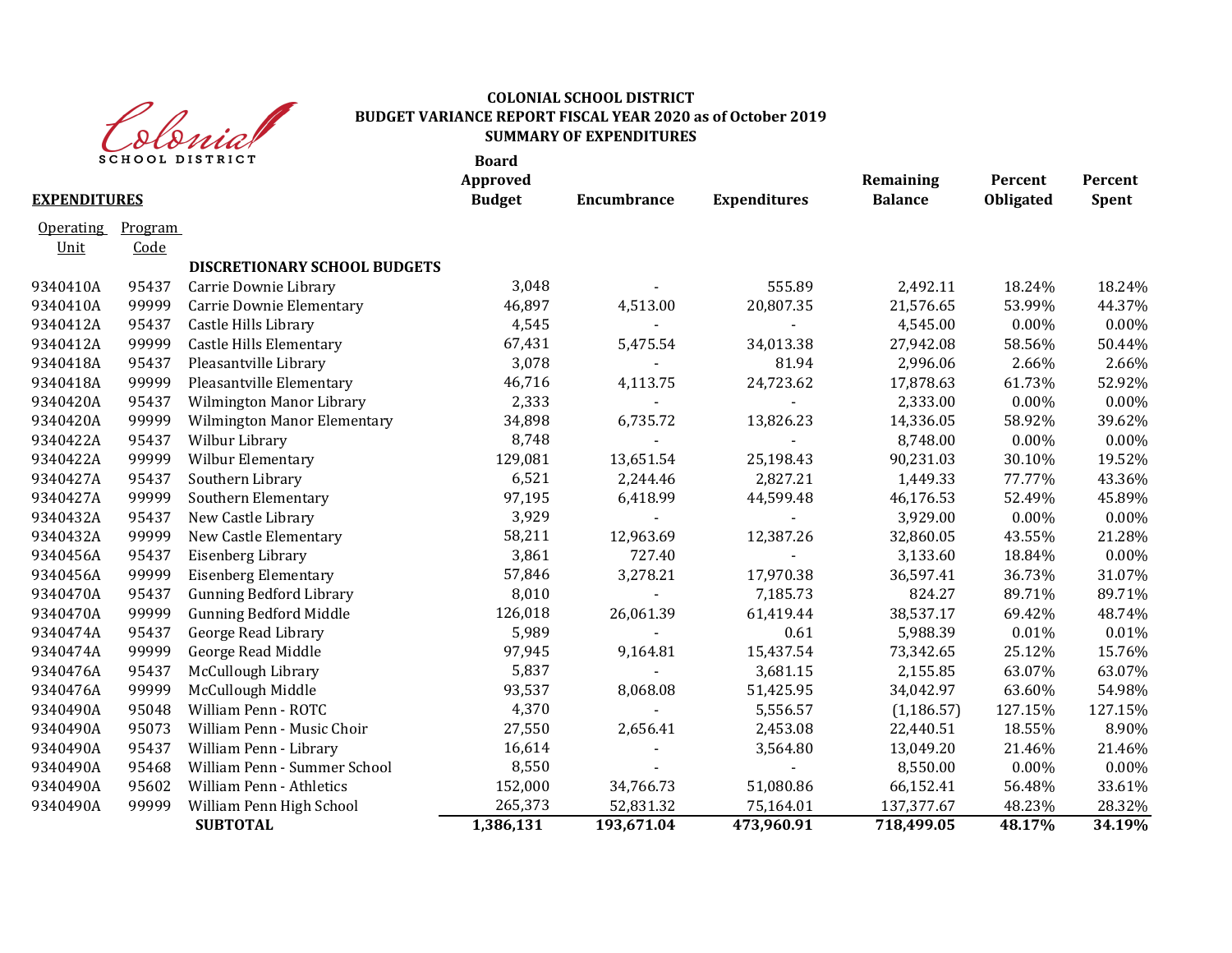Colonial SCHOOL DISTRICT

**COLONIAL SCHOOL DISTRICT**
**BUDGET VARIANCE REPORT FISCAL YEAR 2020 as of October 2019**
**SUMMARY OF EXPENDITURES**

| **EXPENDITURES** | | | **Board Approved Budget** | **Encumbrance** | **Expenditures** | **Remaining Balance** | **Percent Obligated** | **Percent Spent** |
|---|---|---|---|---|---|---|---|---|
| Operating Unit | Program Code | | | | | | | |
| | | **DISCRETIONARY SCHOOL BUDGETS** | | | | | | |
| 9340410A | 95437 | Carrie Downie Library | 3,048 | - | 555.89 | 2,492.11 | 18.24% | 18.24% |
| 9340410A | 99999 | Carrie Downie Elementary | 46,897 | 4,513.00 | 20,807.35 | 21,576.65 | 53.99% | 44.37% |
| 9340412A | 95437 | Castle Hills Library | 4,545 | - | - | 4,545.00 | 0.00% | 0.00% |
| 9340412A | 99999 | Castle Hills Elementary | 67,431 | 5,475.54 | 34,013.38 | 27,942.08 | 58.56% | 50.44% |
| 9340418A | 95437 | Pleasantville Library | 3,078 | - | 81.94 | 2,996.06 | 2.66% | 2.66% |
| 9340418A | 99999 | Pleasantville Elementary | 46,716 | 4,113.75 | 24,723.62 | 17,878.63 | 61.73% | 52.92% |
| 9340420A | 95437 | Wilmington Manor Library | 2,333 | - | - | 2,333.00 | 0.00% | 0.00% |
| 9340420A | 99999 | Wilmington Manor Elementary | 34,898 | 6,735.72 | 13,826.23 | 14,336.05 | 58.92% | 39.62% |
| 9340422A | 95437 | Wilbur Library | 8,748 | - | - | 8,748.00 | 0.00% | 0.00% |
| 9340422A | 99999 | Wilbur Elementary | 129,081 | 13,651.54 | 25,198.43 | 90,231.03 | 30.10% | 19.52% |
| 9340427A | 95437 | Southern Library | 6,521 | 2,244.46 | 2,827.21 | 1,449.33 | 77.77% | 43.36% |
| 9340427A | 99999 | Southern Elementary | 97,195 | 6,418.99 | 44,599.48 | 46,176.53 | 52.49% | 45.89% |
| 9340432A | 95437 | New Castle Library | 3,929 | - | - | 3,929.00 | 0.00% | 0.00% |
| 9340432A | 99999 | New Castle Elementary | 58,211 | 12,963.69 | 12,387.26 | 32,860.05 | 43.55% | 21.28% |
| 9340456A | 95437 | Eisenberg Library | 3,861 | 727.40 | - | 3,133.60 | 18.84% | 0.00% |
| 9340456A | 99999 | Eisenberg Elementary | 57,846 | 3,278.21 | 17,970.38 | 36,597.41 | 36.73% | 31.07% |
| 9340470A | 95437 | Gunning Bedford Library | 8,010 | - | 7,185.73 | 824.27 | 89.71% | 89.71% |
| 9340470A | 99999 | Gunning Bedford Middle | 126,018 | 26,061.39 | 61,419.44 | 38,537.17 | 69.42% | 48.74% |
| 9340474A | 95437 | George Read Library | 5,989 | - | 0.61 | 5,988.39 | 0.01% | 0.01% |
| 9340474A | 99999 | George Read Middle | 97,945 | 9,164.81 | 15,437.54 | 73,342.65 | 25.12% | 15.76% |
| 9340476A | 95437 | McCullough Library | 5,837 | - | 3,681.15 | 2,155.85 | 63.07% | 63.07% |
| 9340476A | 99999 | McCullough Middle | 93,537 | 8,068.08 | 51,425.95 | 34,042.97 | 63.60% | 54.98% |
| 9340490A | 95048 | William Penn - ROTC | 4,370 | - | 5,556.57 | (1,186.57) | 127.15% | 127.15% |
| 9340490A | 95073 | William Penn - Music Choir | 27,550 | 2,656.41 | 2,453.08 | 22,440.51 | 18.55% | 8.90% |
| 9340490A | 95437 | William Penn - Library | 16,614 | - | 3,564.80 | 13,049.20 | 21.46% | 21.46% |
| 9340490A | 95468 | William Penn - Summer School | 8,550 | - | - | 8,550.00 | 0.00% | 0.00% |
| 9340490A | 95602 | William Penn - Athletics | 152,000 | 34,766.73 | 51,080.86 | 66,152.41 | 56.48% | 33.61% |
| 9340490A | 99999 | William Penn High School | 265,373 | 52,831.32 | 75,164.01 | 137,377.67 | 48.23% | 28.32% |
| | | **SUBTOTAL** | **1,386,131** | **193,671.04** | **473,960.91** | **718,499.05** | **48.17%** | **34.19%** |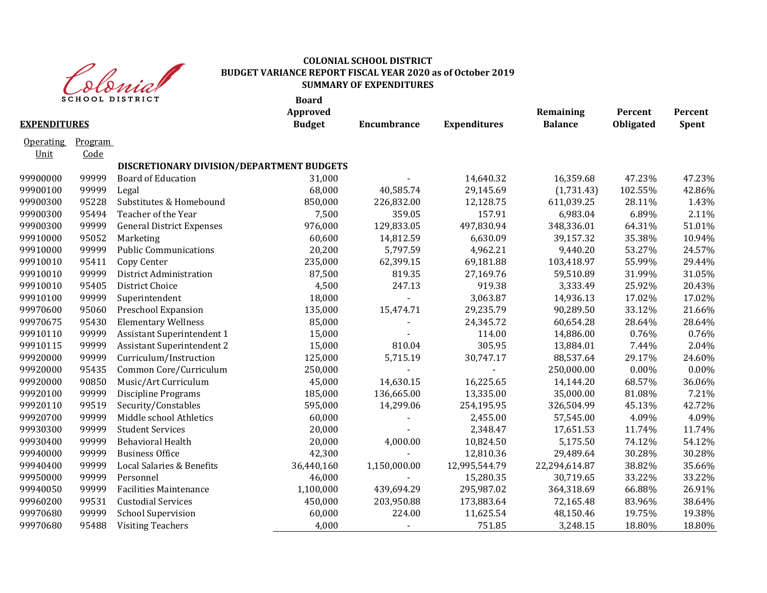# COLONIAL SCHOOL DISTRICT
## BUDGET VARIANCE REPORT FISCAL YEAR 2020 as of October 2019
## SUMMARY OF EXPENDITURES

**EXPENDITURES**

| Operating Unit | Program Code | | Board Approved Budget | Encumbrance | Expenditures | Remaining Balance | Percent Obligated | Percent Spent |
|---|---|---|---|---|---|---|---|---|
| | | **DISCRETIONARY DIVISION/DEPARTMENT BUDGETS** | | | | | | |
| 99900000 | 99999 | Board of Education | 31,000 | - | 14,640.32 | 16,359.68 | 47.23% | 47.23% |
| 99900100 | 99999 | Legal | 68,000 | 40,585.74 | 29,145.69 | (1,731.43) | 102.55% | 42.86% |
| 99900300 | 95228 | Substitutes & Homebound | 850,000 | 226,832.00 | 12,128.75 | 611,039.25 | 28.11% | 1.43% |
| 99900300 | 95494 | Teacher of the Year | 7,500 | 359.05 | 157.91 | 6,983.04 | 6.89% | 2.11% |
| 99900300 | 99999 | General District Expenses | 976,000 | 129,833.05 | 497,830.94 | 348,336.01 | 64.31% | 51.01% |
| 99910000 | 95052 | Marketing | 60,600 | 14,812.59 | 6,630.09 | 39,157.32 | 35.38% | 10.94% |
| 99910000 | 99999 | Public Communications | 20,200 | 5,797.59 | 4,962.21 | 9,440.20 | 53.27% | 24.57% |
| 99910010 | 95411 | Copy Center | 235,000 | 62,399.15 | 69,181.88 | 103,418.97 | 55.99% | 29.44% |
| 99910010 | 99999 | District Administration | 87,500 | 819.35 | 27,169.76 | 59,510.89 | 31.99% | 31.05% |
| 99910010 | 95405 | District Choice | 4,500 | 247.13 | 919.38 | 3,333.49 | 25.92% | 20.43% |
| 99910100 | 99999 | Superintendent | 18,000 | - | 3,063.87 | 14,936.13 | 17.02% | 17.02% |
| 99970600 | 95060 | Preschool Expansion | 135,000 | 15,474.71 | 29,235.79 | 90,289.50 | 33.12% | 21.66% |
| 99970675 | 95430 | Elementary Wellness | 85,000 | - | 24,345.72 | 60,654.28 | 28.64% | 28.64% |
| 99910110 | 99999 | Assistant Superintendent 1 | 15,000 | - | 114.00 | 14,886.00 | 0.76% | 0.76% |
| 99910115 | 99999 | Assistant Superintendent 2 | 15,000 | 810.04 | 305.95 | 13,884.01 | 7.44% | 2.04% |
| 99920000 | 99999 | Curriculum/Instruction | 125,000 | 5,715.19 | 30,747.17 | 88,537.64 | 29.17% | 24.60% |
| 99920000 | 95435 | Common Core/Curriculum | 250,000 | - | - | 250,000.00 | 0.00% | 0.00% |
| 99920000 | 90850 | Music/Art Curriculum | 45,000 | 14,630.15 | 16,225.65 | 14,144.20 | 68.57% | 36.06% |
| 99920100 | 99999 | Discipline Programs | 185,000 | 136,665.00 | 13,335.00 | 35,000.00 | 81.08% | 7.21% |
| 99920110 | 99519 | Security/Constables | 595,000 | 14,299.06 | 254,195.95 | 326,504.99 | 45.13% | 42.72% |
| 99920700 | 99999 | Middle school Athletics | 60,000 | - | 2,455.00 | 57,545.00 | 4.09% | 4.09% |
| 99930300 | 99999 | Student Services | 20,000 | - | 2,348.47 | 17,651.53 | 11.74% | 11.74% |
| 99930400 | 99999 | Behavioral Health | 20,000 | 4,000.00 | 10,824.50 | 5,175.50 | 74.12% | 54.12% |
| 99940000 | 99999 | Business Office | 42,300 | - | 12,810.36 | 29,489.64 | 30.28% | 30.28% |
| 99940400 | 99999 | Local Salaries & Benefits | 36,440,160 | 1,150,000.00 | 12,995,544.79 | 22,294,614.87 | 38.82% | 35.66% |
| 99950000 | 99999 | Personnel | 46,000 | - | 15,280.35 | 30,719.65 | 33.22% | 33.22% |
| 99940050 | 99999 | Facilities Maintenance | 1,100,000 | 439,694.29 | 295,987.02 | 364,318.69 | 66.88% | 26.91% |
| 99960200 | 99531 | Custodial Services | 450,000 | 203,950.88 | 173,883.64 | 72,165.48 | 83.96% | 38.64% |
| 99970680 | 99999 | School Supervision | 60,000 | 224.00 | 11,625.54 | 48,150.46 | 19.75% | 19.38% |
| 99970680 | 95488 | Visiting Teachers | 4,000 | - | 751.85 | 3,248.15 | 18.80% | 18.80% |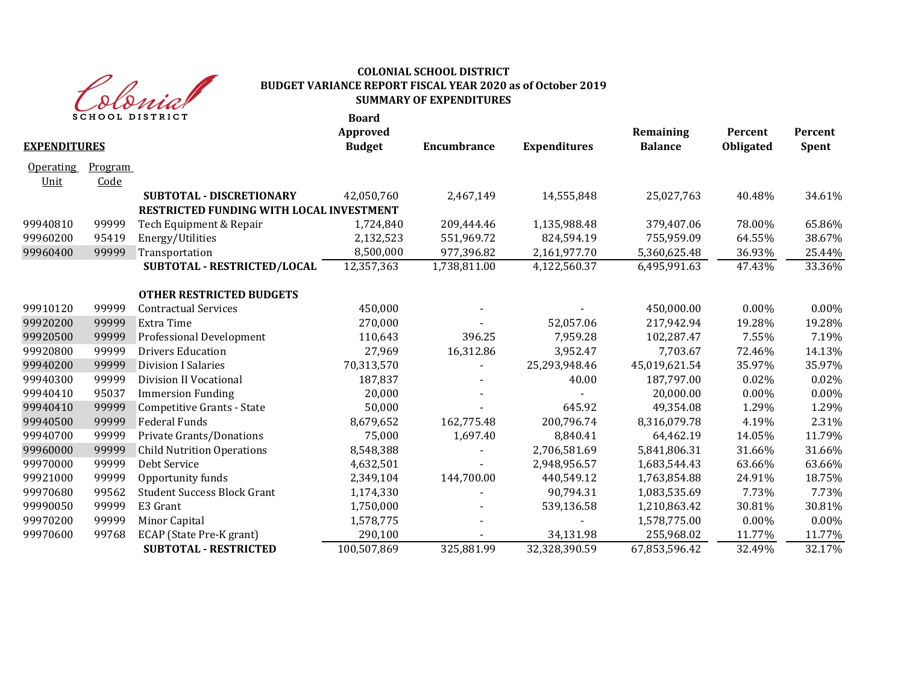# COLONIAL SCHOOL DISTRICT
## BUDGET VARIANCE REPORT FISCAL YEAR 2020 as of October 2019
## SUMMARY OF EXPENDITURES

**EXPENDITURES**

| Operating Unit | Program Code | | Board Approved Budget | Encumbrance | Expenditures | Remaining Balance | Percent Obligated | Percent Spent |
|---|---|---|---|---|---|---|---|---|
| | | **SUBTOTAL - DISCRETIONARY** | 42,050,760 | 2,467,149 | 14,555,848 | 25,027,763 | 40.48% | 34.61% |
| | | **RESTRICTED FUNDING WITH LOCAL INVESTMENT** | | | | | | |
| 99940810 | 99999 | Tech Equipment & Repair | 1,724,840 | 209,444.46 | 1,135,988.48 | 379,407.06 | 78.00% | 65.86% |
| 99960200 | 95419 | Energy/Utilities | 2,132,523 | 551,969.72 | 824,594.19 | 755,959.09 | 64.55% | 38.67% |
| 99960400 | 99999 | Transportation | 8,500,000 | 977,396.82 | 2,161,977.70 | 5,360,625.48 | 36.93% | 25.44% |
| | | **SUBTOTAL - RESTRICTED/LOCAL** | 12,357,363 | 1,738,811.00 | 4,122,560.37 | 6,495,991.63 | 47.43% | 33.36% |
| | | **OTHER RESTRICTED BUDGETS** | | | | | | |
| 99910120 | 99999 | Contractual Services | 450,000 | - | - | 450,000.00 | 0.00% | 0.00% |
| 99920200 | 99999 | Extra Time | 270,000 | - | 52,057.06 | 217,942.94 | 19.28% | 19.28% |
| 99920500 | 99999 | Professional Development | 110,643 | 396.25 | 7,959.28 | 102,287.47 | 7.55% | 7.19% |
| 99920800 | 99999 | Drivers Education | 27,969 | 16,312.86 | 3,952.47 | 7,703.67 | 72.46% | 14.13% |
| 99940200 | 99999 | Division I Salaries | 70,313,570 | - | 25,293,948.46 | 45,019,621.54 | 35.97% | 35.97% |
| 99940300 | 99999 | Division II Vocational | 187,837 | - | 40.00 | 187,797.00 | 0.02% | 0.02% |
| 99940410 | 95037 | Immersion Funding | 20,000 | - | - | 20,000.00 | 0.00% | 0.00% |
| 99940410 | 99999 | Competitive Grants - State | 50,000 | - | 645.92 | 49,354.08 | 1.29% | 1.29% |
| 99940500 | 99999 | Federal Funds | 8,679,652 | 162,775.48 | 200,796.74 | 8,316,079.78 | 4.19% | 2.31% |
| 99940700 | 99999 | Private Grants/Donations | 75,000 | 1,697.40 | 8,840.41 | 64,462.19 | 14.05% | 11.79% |
| 99960000 | 99999 | Child Nutrition Operations | 8,548,388 | - | 2,706,581.69 | 5,841,806.31 | 31.66% | 31.66% |
| 99970000 | 99999 | Debt Service | 4,632,501 | - | 2,948,956.57 | 1,683,544.43 | 63.66% | 63.66% |
| 99921000 | 99999 | Opportunity funds | 2,349,104 | 144,700.00 | 440,549.12 | 1,763,854.88 | 24.91% | 18.75% |
| 99970680 | 99562 | Student Success Block Grant | 1,174,330 | - | 90,794.31 | 1,083,535.69 | 7.73% | 7.73% |
| 99990050 | 99999 | E3 Grant | 1,750,000 | - | 539,136.58 | 1,210,863.42 | 30.81% | 30.81% |
| 99970200 | 99999 | Minor Capital | 1,578,775 | - | - | 1,578,775.00 | 0.00% | 0.00% |
| 99970600 | 99768 | ECAP (State Pre-K grant) | 290,100 | - | 34,131.98 | 255,968.02 | 11.77% | 11.77% |
| | | **SUBTOTAL - RESTRICTED** | 100,507,869 | 325,881.99 | 32,328,390.59 | 67,853,596.42 | 32.49% | 32.17% |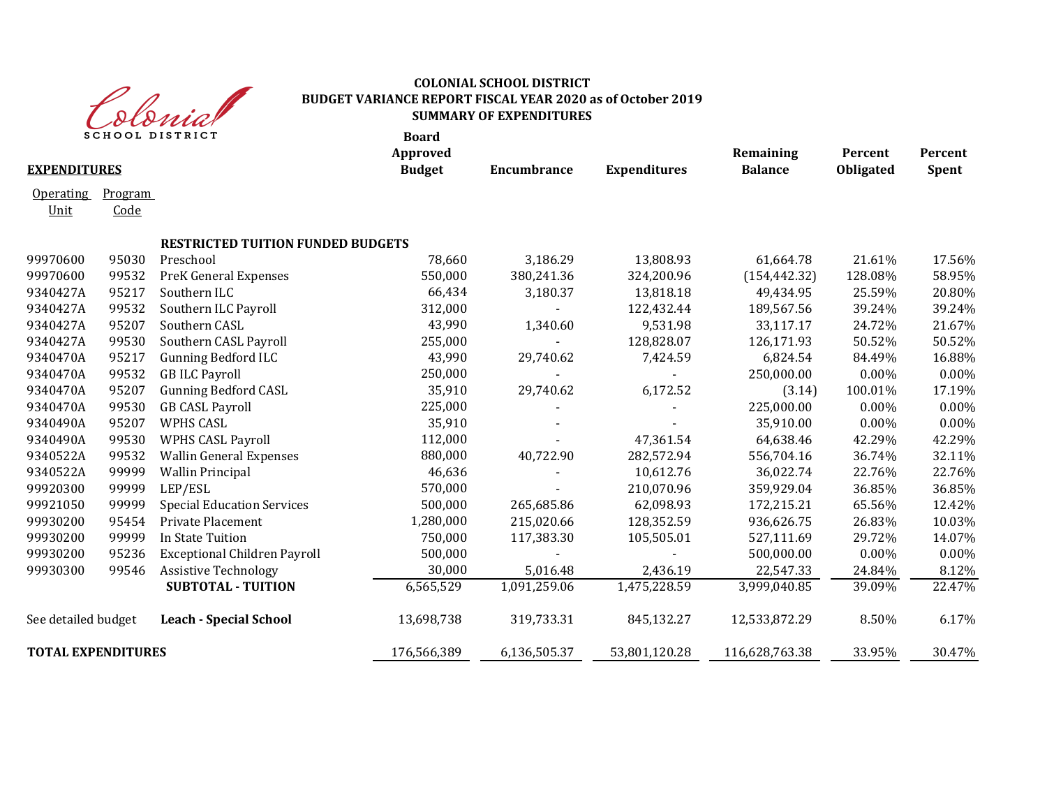Colonial School District

**COLONIAL SCHOOL DISTRICT**
**BUDGET VARIANCE REPORT FISCAL YEAR 2020 as of October 2019**
**SUMMARY OF EXPENDITURES**

| **EXPENDITURES** | | | **Board Approved Budget** | **Encumbrance** | **Expenditures** | **Remaining Balance** | **Percent Obligated** | **Percent Spent** |
|---|---|---|---|---|---|---|---|---|
| Operating Unit | Program Code | | | | | | | |
| | | **RESTRICTED TUITION FUNDED BUDGETS** | | | | | | |
| 99970600 | 95030 | Preschool | 78,660 | 3,186.29 | 13,808.93 | 61,664.78 | 21.61% | 17.56% |
| 99970600 | 99532 | PreK General Expenses | 550,000 | 380,241.36 | 324,200.96 | (154,442.32) | 128.08% | 58.95% |
| 9340427A | 95217 | Southern ILC | 66,434 | 3,180.37 | 13,818.18 | 49,434.95 | 25.59% | 20.80% |
| 9340427A | 99532 | Southern ILC Payroll | 312,000 | - | 122,432.44 | 189,567.56 | 39.24% | 39.24% |
| 9340427A | 95207 | Southern CASL | 43,990 | 1,340.60 | 9,531.98 | 33,117.17 | 24.72% | 21.67% |
| 9340427A | 99530 | Southern CASL Payroll | 255,000 | - | 128,828.07 | 126,171.93 | 50.52% | 50.52% |
| 9340470A | 95217 | Gunning Bedford ILC | 43,990 | 29,740.62 | 7,424.59 | 6,824.54 | 84.49% | 16.88% |
| 9340470A | 99532 | GB ILC Payroll | 250,000 | - | - | 250,000.00 | 0.00% | 0.00% |
| 9340470A | 95207 | Gunning Bedford CASL | 35,910 | 29,740.62 | 6,172.52 | (3.14) | 100.01% | 17.19% |
| 9340470A | 99530 | GB CASL Payroll | 225,000 | - | - | 225,000.00 | 0.00% | 0.00% |
| 9340490A | 95207 | WPHS CASL | 35,910 | - | - | 35,910.00 | 0.00% | 0.00% |
| 9340490A | 99530 | WPHS CASL Payroll | 112,000 | - | 47,361.54 | 64,638.46 | 42.29% | 42.29% |
| 9340522A | 99532 | Wallin General Expenses | 880,000 | 40,722.90 | 282,572.94 | 556,704.16 | 36.74% | 32.11% |
| 9340522A | 99999 | Wallin Principal | 46,636 | - | 10,612.76 | 36,022.74 | 22.76% | 22.76% |
| 99920300 | 99999 | LEP/ESL | 570,000 | - | 210,070.96 | 359,929.04 | 36.85% | 36.85% |
| 99921050 | 99999 | Special Education Services | 500,000 | 265,685.86 | 62,098.93 | 172,215.21 | 65.56% | 12.42% |
| 99930200 | 95454 | Private Placement | 1,280,000 | 215,020.66 | 128,352.59 | 936,626.75 | 26.83% | 10.03% |
| 99930200 | 99999 | In State Tuition | 750,000 | 117,383.30 | 105,505.01 | 527,111.69 | 29.72% | 14.07% |
| 99930200 | 95236 | Exceptional Children Payroll | 500,000 | - | - | 500,000.00 | 0.00% | 0.00% |
| 99930300 | 99546 | Assistive Technology | 30,000 | 5,016.48 | 2,436.19 | 22,547.33 | 24.84% | 8.12% |
| | | **SUBTOTAL - TUITION** | 6,565,529 | 1,091,259.06 | 1,475,228.59 | 3,999,040.85 | 39.09% | 22.47% |
| See detailed budget | | **Leach - Special School** | 13,698,738 | 319,733.31 | 845,132.27 | 12,533,872.29 | 8.50% | 6.17% |
| **TOTAL EXPENDITURES** | | | 176,566,389 | 6,136,505.37 | 53,801,120.28 | 116,628,763.38 | 33.95% | 30.47% |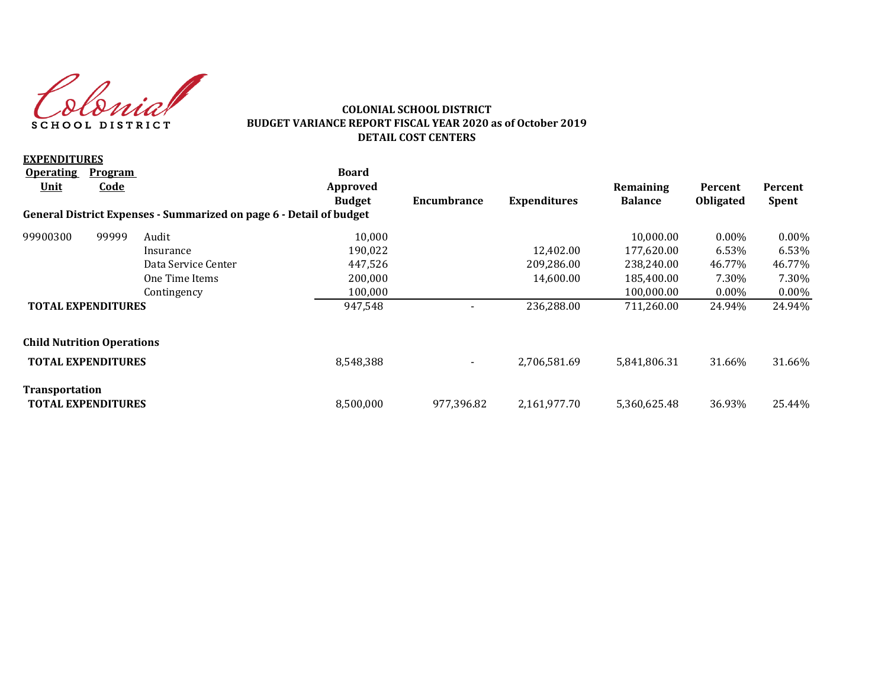COLONIAL SCHOOL DISTRICT

**COLONIAL SCHOOL DISTRICT**
**BUDGET VARIANCE REPORT FISCAL YEAR 2020 as of October 2019**
**DETAIL COST CENTERS**

**EXPENDITURES**

| Operating Unit | Program Code | | Board Approved Budget | Encumbrance | Expenditures | Remaining Balance | Percent Obligated | Percent Spent |
|---|---|---|---|---|---|---|---|---|
| **General District Expenses - Summarized on page 6 - Detail of budget** | | | | | | | | |
| 99900300 | 99999 | Audit | 10,000 | | | 10,000.00 | 0.00% | 0.00% |
| | | Insurance | 190,022 | | 12,402.00 | 177,620.00 | 6.53% | 6.53% |
| | | Data Service Center | 447,526 | | 209,286.00 | 238,240.00 | 46.77% | 46.77% |
| | | One Time Items | 200,000 | | 14,600.00 | 185,400.00 | 7.30% | 7.30% |
| | | Contingency | 100,000 | | | 100,000.00 | 0.00% | 0.00% |
| **TOTAL EXPENDITURES** | | | 947,548 | - | 236,288.00 | 711,260.00 | 24.94% | 24.94% |
| **Child Nutrition Operations** | | | | | | | | |
| **TOTAL EXPENDITURES** | | | 8,548,388 | - | 2,706,581.69 | 5,841,806.31 | 31.66% | 31.66% |
| **Transportation** | | | | | | | | |
| **TOTAL EXPENDITURES** | | | 8,500,000 | 977,396.82 | 2,161,977.70 | 5,360,625.48 | 36.93% | 25.44% |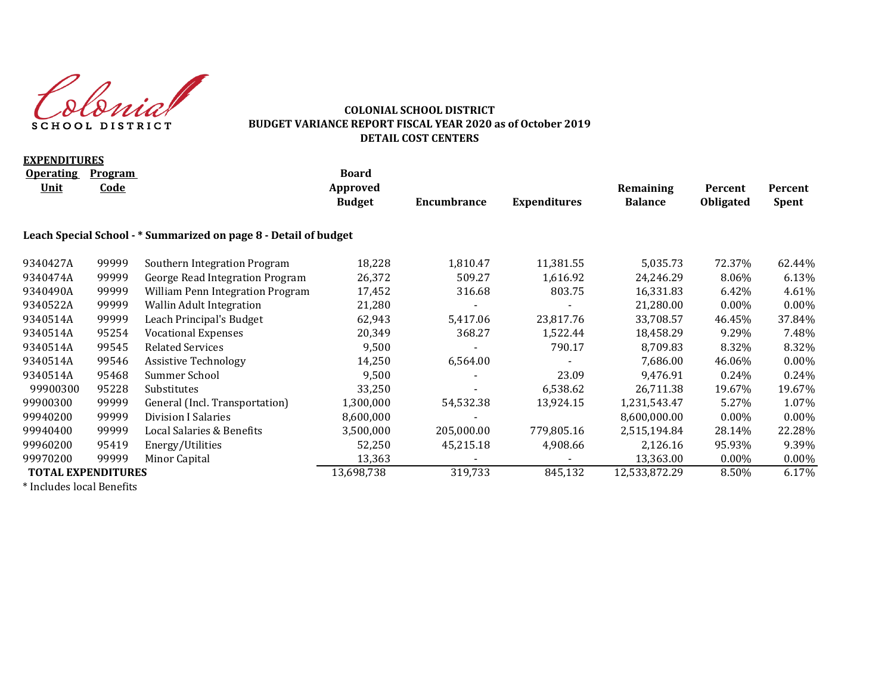Colonial SCHOOL DISTRICT

**COLONIAL SCHOOL DISTRICT**
**BUDGET VARIANCE REPORT FISCAL YEAR 2020 as of October 2019**
**DETAIL COST CENTERS**

**EXPENDITURES**

| Operating Unit | Program Code | | Board Approved Budget | Encumbrance | Expenditures | Remaining Balance | Percent Obligated | Percent Spent |
|---|---|---|---|---|---|---|---|---|
| **Leach Special School - * Summarized on page 8 - Detail of budget** | | | | | | | | |
| 9340427A | 99999 | Southern Integration Program | 18,228 | 1,810.47 | 11,381.55 | 5,035.73 | 72.37% | 62.44% |
| 9340474A | 99999 | George Read Integration Program | 26,372 | 509.27 | 1,616.92 | 24,246.29 | 8.06% | 6.13% |
| 9340490A | 99999 | William Penn Integration Program | 17,452 | 316.68 | 803.75 | 16,331.83 | 6.42% | 4.61% |
| 9340522A | 99999 | Wallin Adult Integration | 21,280 | - | - | 21,280.00 | 0.00% | 0.00% |
| 9340514A | 99999 | Leach Principal's Budget | 62,943 | 5,417.06 | 23,817.76 | 33,708.57 | 46.45% | 37.84% |
| 9340514A | 95254 | Vocational Expenses | 20,349 | 368.27 | 1,522.44 | 18,458.29 | 9.29% | 7.48% |
| 9340514A | 99545 | Related Services | 9,500 | - | 790.17 | 8,709.83 | 8.32% | 8.32% |
| 9340514A | 99546 | Assistive Technology | 14,250 | 6,564.00 | - | 7,686.00 | 46.06% | 0.00% |
| 9340514A | 95468 | Summer School | 9,500 | - | 23.09 | 9,476.91 | 0.24% | 0.24% |
| 99900300 | 95228 | Substitutes | 33,250 | - | 6,538.62 | 26,711.38 | 19.67% | 19.67% |
| 99900300 | 99999 | General (Incl. Transportation) | 1,300,000 | 54,532.38 | 13,924.15 | 1,231,543.47 | 5.27% | 1.07% |
| 99940200 | 99999 | Division I Salaries | 8,600,000 | - | | 8,600,000.00 | 0.00% | 0.00% |
| 99940400 | 99999 | Local Salaries & Benefits | 3,500,000 | 205,000.00 | 779,805.16 | 2,515,194.84 | 28.14% | 22.28% |
| 99960200 | 95419 | Energy/Utilities | 52,250 | 45,215.18 | 4,908.66 | 2,126.16 | 95.93% | 9.39% |
| 99970200 | 99999 | Minor Capital | 13,363 | - | - | 13,363.00 | 0.00% | 0.00% |
| **TOTAL EXPENDITURES** | | | 13,698,738 | 319,733 | 845,132 | 12,533,872.29 | 8.50% | 6.17% |

* Includes local Benefits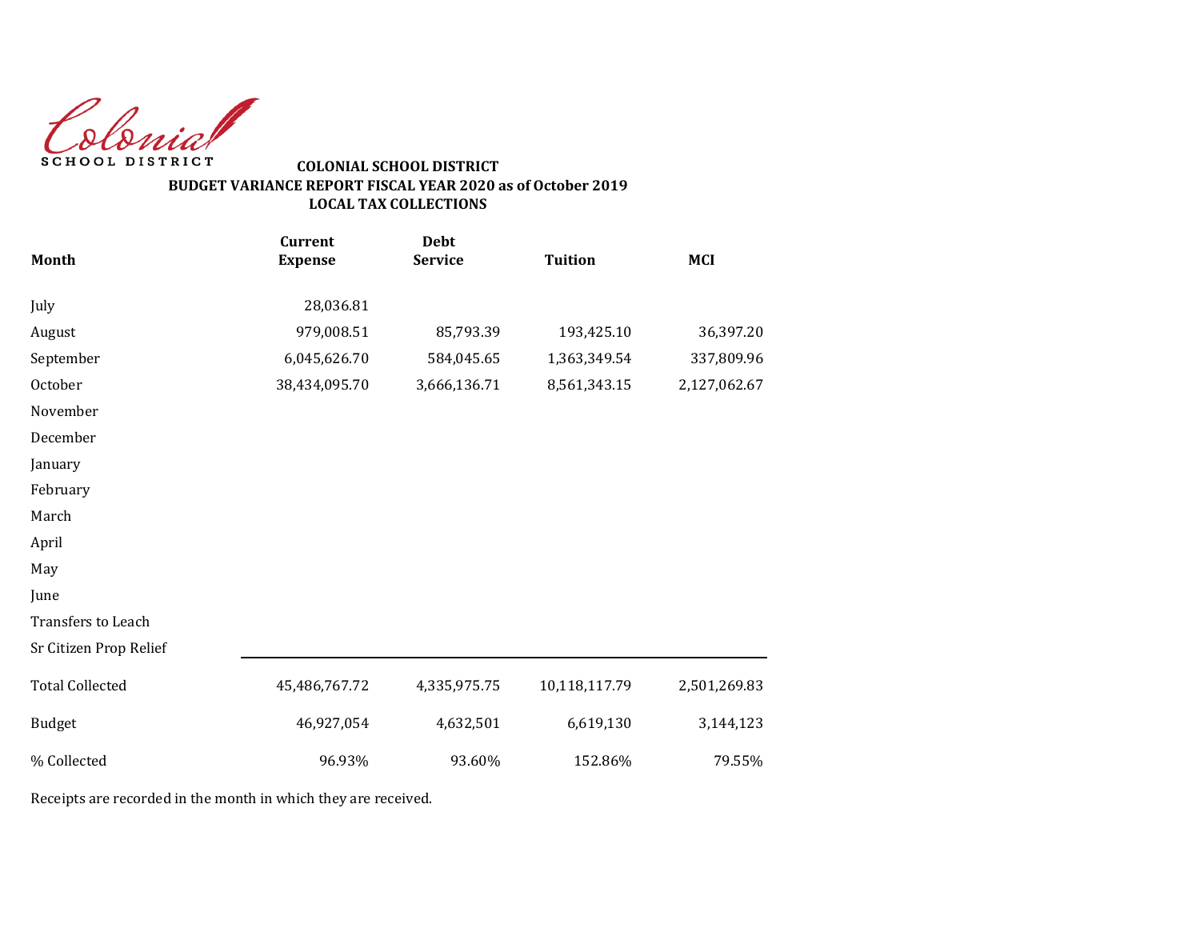Colonial SCHOOL DISTRICT

**COLONIAL SCHOOL DISTRICT**
**BUDGET VARIANCE REPORT FISCAL YEAR 2020 as of October 2019**
**LOCAL TAX COLLECTIONS**

| Month | Current Expense | Debt Service | Tuition | MCI |
|---|---|---|---|---|
| July | 28,036.81 | | | |
| August | 979,008.51 | 85,793.39 | 193,425.10 | 36,397.20 |
| September | 6,045,626.70 | 584,045.65 | 1,363,349.54 | 337,809.96 |
| October | 38,434,095.70 | 3,666,136.71 | 8,561,343.15 | 2,127,062.67 |
| November | | | | |
| December | | | | |
| January | | | | |
| February | | | | |
| March | | | | |
| April | | | | |
| May | | | | |
| June | | | | |
| Transfers to Leach | | | | |
| Sr Citizen Prop Relief | | | | |
| Total Collected | 45,486,767.72 | 4,335,975.75 | 10,118,117.79 | 2,501,269.83 |
| Budget | 46,927,054 | 4,632,501 | 6,619,130 | 3,144,123 |
| % Collected | 96.93% | 93.60% | 152.86% | 79.55% |

Receipts are recorded in the month in which they are received.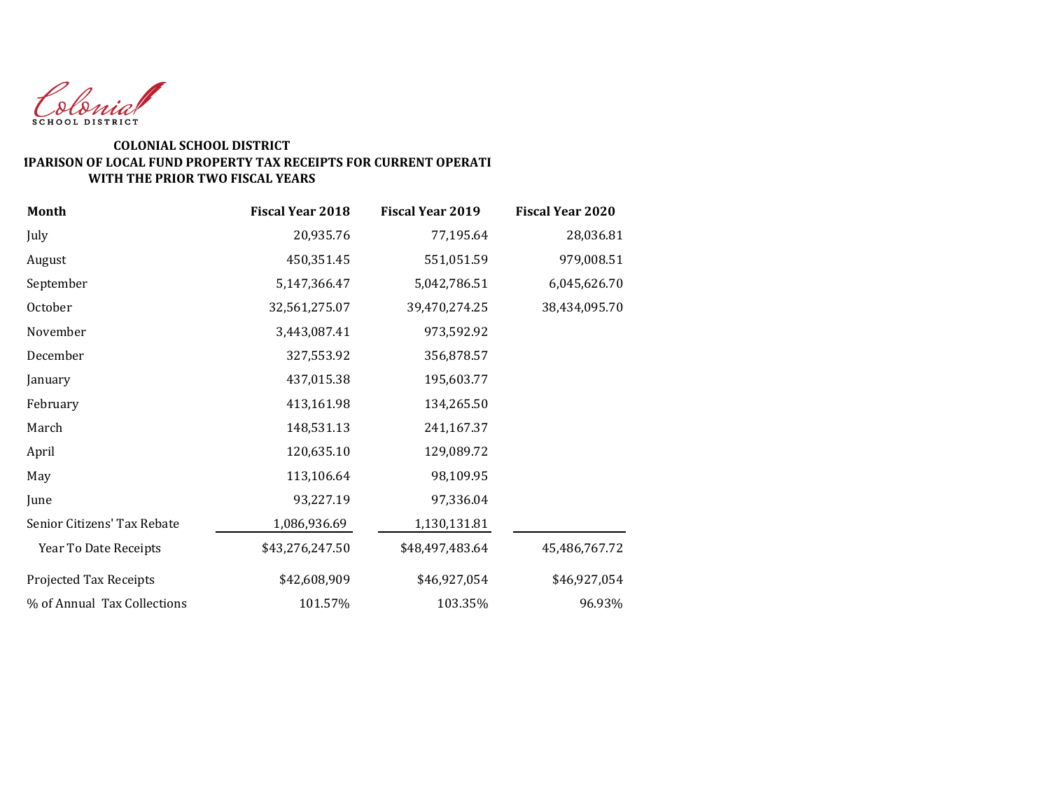Colonial SCHOOL DISTRICT

**COLONIAL SCHOOL DISTRICT**
**IPARISON OF LOCAL FUND PROPERTY TAX RECEIPTS FOR CURRENT OPERATI**
**WITH THE PRIOR TWO FISCAL YEARS**

| Month | Fiscal Year 2018 | Fiscal Year 2019 | Fiscal Year 2020 |
|---|---|---|---|
| July | 20,935.76 | 77,195.64 | 28,036.81 |
| August | 450,351.45 | 551,051.59 | 979,008.51 |
| September | 5,147,366.47 | 5,042,786.51 | 6,045,626.70 |
| October | 32,561,275.07 | 39,470,274.25 | 38,434,095.70 |
| November | 3,443,087.41 | 973,592.92 | |
| December | 327,553.92 | 356,878.57 | |
| January | 437,015.38 | 195,603.77 | |
| February | 413,161.98 | 134,265.50 | |
| March | 148,531.13 | 241,167.37 | |
| April | 120,635.10 | 129,089.72 | |
| May | 113,106.64 | 98,109.95 | |
| June | 93,227.19 | 97,336.04 | |
| Senior Citizens' Tax Rebate | 1,086,936.69 | 1,130,131.81 | |
| Year To Date Receipts | $43,276,247.50 | $48,497,483.64 | 45,486,767.72 |
| Projected Tax Receipts | $42,608,909 | $46,927,054 | $46,927,054 |
| % of Annual Tax Collections | 101.57% | 103.35% | 96.93% |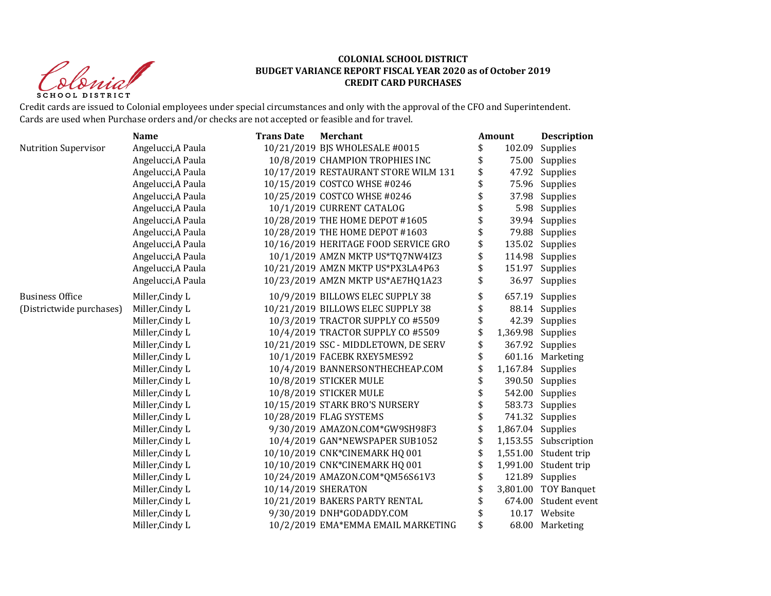**COLONIAL SCHOOL DISTRICT**
**BUDGET VARIANCE REPORT FISCAL YEAR 2020 as of October 2019**
**CREDIT CARD PURCHASES**

Credit cards are issued to Colonial employees under special circumstances and only with the approval of the CFO and Superintendent. Cards are used when Purchase orders and/or checks are not accepted or feasible and for travel.

| | Name | Trans Date | Merchant | Amount | Description |
|---|---|---|---|---|---|
| Nutrition Supervisor | Angelucci,A Paula | 10/21/2019 | BJS WHOLESALE #0015 | $ 102.09 | Supplies |
| | Angelucci,A Paula | 10/8/2019 | CHAMPION TROPHIES INC | $ 75.00 | Supplies |
| | Angelucci,A Paula | 10/17/2019 | RESTAURANT STORE WILM 131 | $ 47.92 | Supplies |
| | Angelucci,A Paula | 10/15/2019 | COSTCO WHSE #0246 | $ 75.96 | Supplies |
| | Angelucci,A Paula | 10/25/2019 | COSTCO WHSE #0246 | $ 37.98 | Supplies |
| | Angelucci,A Paula | 10/1/2019 | CURRENT CATALOG | $ 5.98 | Supplies |
| | Angelucci,A Paula | 10/28/2019 | THE HOME DEPOT #1605 | $ 39.94 | Supplies |
| | Angelucci,A Paula | 10/28/2019 | THE HOME DEPOT #1603 | $ 79.88 | Supplies |
| | Angelucci,A Paula | 10/16/2019 | HERITAGE FOOD SERVICE GRO | $ 135.02 | Supplies |
| | Angelucci,A Paula | 10/1/2019 | AMZN MKTP US*TQ7NW4IZ3 | $ 114.98 | Supplies |
| | Angelucci,A Paula | 10/21/2019 | AMZN MKTP US*PX3LA4P63 | $ 151.97 | Supplies |
| | Angelucci,A Paula | 10/23/2019 | AMZN MKTP US*AE7HQ1A23 | $ 36.97 | Supplies |
| Business Office (Districtwide purchases) | Miller,Cindy L | 10/9/2019 | BILLOWS ELEC SUPPLY 38 | $ 657.19 | Supplies |
| | Miller,Cindy L | 10/21/2019 | BILLOWS ELEC SUPPLY 38 | $ 88.14 | Supplies |
| | Miller,Cindy L | 10/3/2019 | TRACTOR SUPPLY CO #5509 | $ 42.39 | Supplies |
| | Miller,Cindy L | 10/4/2019 | TRACTOR SUPPLY CO #5509 | $ 1,369.98 | Supplies |
| | Miller,Cindy L | 10/21/2019 | SSC - MIDDLETOWN, DE SERV | $ 367.92 | Supplies |
| | Miller,Cindy L | 10/1/2019 | FACEBK RXEY5MES92 | $ 601.16 | Marketing |
| | Miller,Cindy L | 10/4/2019 | BANNERSONTHECHEAP.COM | $ 1,167.84 | Supplies |
| | Miller,Cindy L | 10/8/2019 | STICKER MULE | $ 390.50 | Supplies |
| | Miller,Cindy L | 10/8/2019 | STICKER MULE | $ 542.00 | Supplies |
| | Miller,Cindy L | 10/15/2019 | STARK BRO'S NURSERY | $ 583.73 | Supplies |
| | Miller,Cindy L | 10/28/2019 | FLAG SYSTEMS | $ 741.32 | Supplies |
| | Miller,Cindy L | 9/30/2019 | AMAZON.COM*GW9SH98F3 | $ 1,867.04 | Supplies |
| | Miller,Cindy L | 10/4/2019 | GAN*NEWSPAPER SUB1052 | $ 1,153.55 | Subscription |
| | Miller,Cindy L | 10/10/2019 | CNK*CINEMARK HQ 001 | $ 1,551.00 | Student trip |
| | Miller,Cindy L | 10/10/2019 | CNK*CINEMARK HQ 001 | $ 1,991.00 | Student trip |
| | Miller,Cindy L | 10/24/2019 | AMAZON.COM*QM56S61V3 | $ 121.89 | Supplies |
| | Miller,Cindy L | 10/14/2019 | SHERATON | $ 3,801.00 | TOY Banquet |
| | Miller,Cindy L | 10/21/2019 | BAKERS PARTY RENTAL | $ 674.00 | Student event |
| | Miller,Cindy L | 9/30/2019 | DNH*GODADDY.COM | $ 10.17 | Website |
| | Miller,Cindy L | 10/2/2019 | EMA*EMMA EMAIL MARKETING | $ 68.00 | Marketing |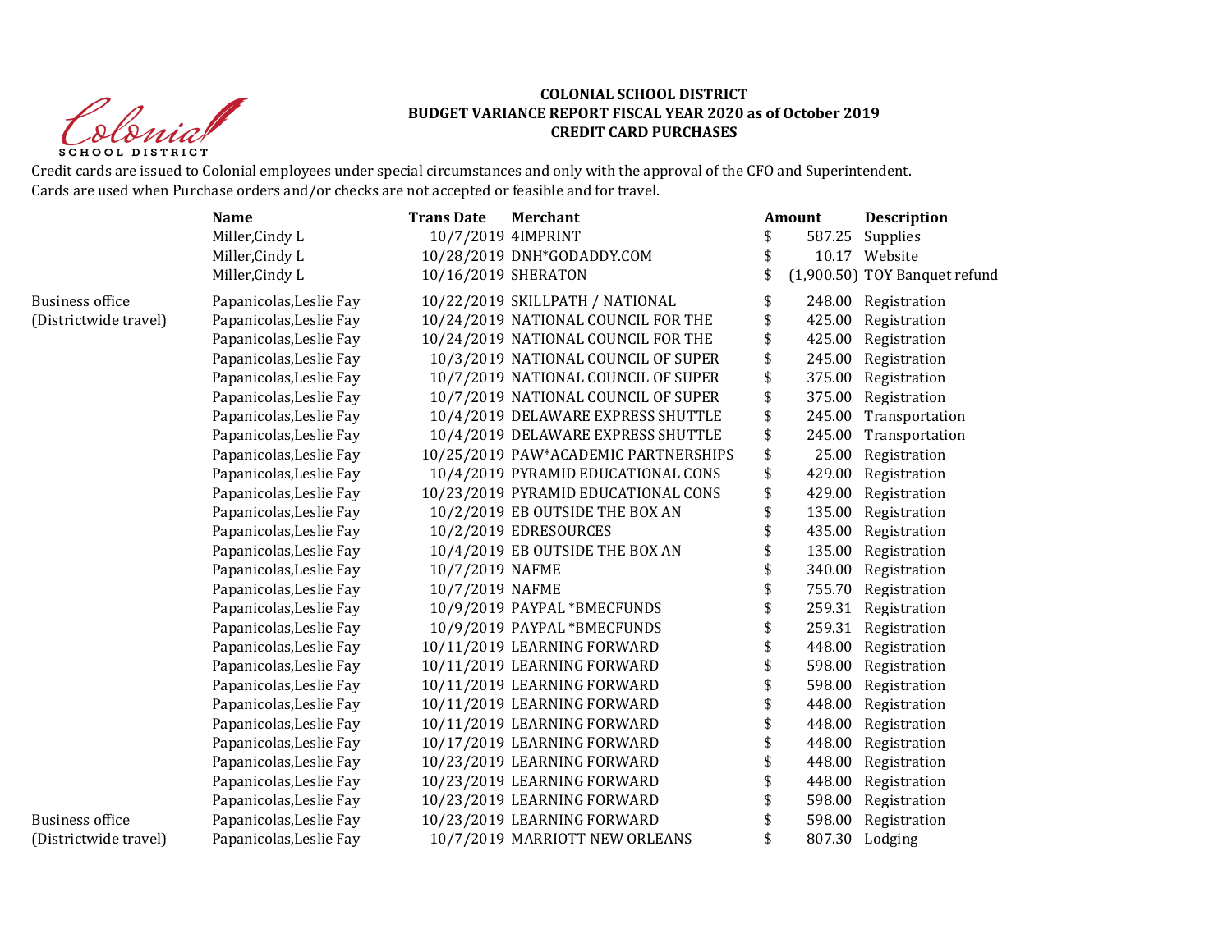**COLONIAL SCHOOL DISTRICT**
**BUDGET VARIANCE REPORT FISCAL YEAR 2020 as of October 2019**
**CREDIT CARD PURCHASES**

Credit cards are issued to Colonial employees under special circumstances and only with the approval of the CFO and Superintendent.
Cards are used when Purchase orders and/or checks are not accepted or feasible and for travel.

| | Name | Trans Date | Merchant | Amount | Description |
|---|---|---|---|---|---|
| | Miller,Cindy L | 10/7/2019 | 4IMPRINT | $ 587.25 | Supplies |
| | Miller,Cindy L | 10/28/2019 | DNH*GODADDY.COM | $ 10.17 | Website |
| | Miller,Cindy L | 10/16/2019 | SHERATON | $ (1,900.50) | TOY Banquet refund |
| Business office (Districtwide travel) | Papanicolas,Leslie Fay | 10/22/2019 | SKILLPATH / NATIONAL | $ 248.00 | Registration |
| | Papanicolas,Leslie Fay | 10/24/2019 | NATIONAL COUNCIL FOR THE | $ 425.00 | Registration |
| | Papanicolas,Leslie Fay | 10/24/2019 | NATIONAL COUNCIL FOR THE | $ 425.00 | Registration |
| | Papanicolas,Leslie Fay | 10/3/2019 | NATIONAL COUNCIL OF SUPER | $ 245.00 | Registration |
| | Papanicolas,Leslie Fay | 10/7/2019 | NATIONAL COUNCIL OF SUPER | $ 375.00 | Registration |
| | Papanicolas,Leslie Fay | 10/7/2019 | NATIONAL COUNCIL OF SUPER | $ 375.00 | Registration |
| | Papanicolas,Leslie Fay | 10/4/2019 | DELAWARE EXPRESS SHUTTLE | $ 245.00 | Transportation |
| | Papanicolas,Leslie Fay | 10/4/2019 | DELAWARE EXPRESS SHUTTLE | $ 245.00 | Transportation |
| | Papanicolas,Leslie Fay | 10/25/2019 | PAW*ACADEMIC PARTNERSHIPS | $ 25.00 | Registration |
| | Papanicolas,Leslie Fay | 10/4/2019 | PYRAMID EDUCATIONAL CONS | $ 429.00 | Registration |
| | Papanicolas,Leslie Fay | 10/23/2019 | PYRAMID EDUCATIONAL CONS | $ 429.00 | Registration |
| | Papanicolas,Leslie Fay | 10/2/2019 | EB OUTSIDE THE BOX AN | $ 135.00 | Registration |
| | Papanicolas,Leslie Fay | 10/2/2019 | EDRESOURCES | $ 435.00 | Registration |
| | Papanicolas,Leslie Fay | 10/4/2019 | EB OUTSIDE THE BOX AN | $ 135.00 | Registration |
| | Papanicolas,Leslie Fay | 10/7/2019 | NAFME | $ 340.00 | Registration |
| | Papanicolas,Leslie Fay | 10/7/2019 | NAFME | $ 755.70 | Registration |
| | Papanicolas,Leslie Fay | 10/9/2019 | PAYPAL *BMECFUNDS | $ 259.31 | Registration |
| | Papanicolas,Leslie Fay | 10/9/2019 | PAYPAL *BMECFUNDS | $ 259.31 | Registration |
| | Papanicolas,Leslie Fay | 10/11/2019 | LEARNING FORWARD | $ 448.00 | Registration |
| | Papanicolas,Leslie Fay | 10/11/2019 | LEARNING FORWARD | $ 598.00 | Registration |
| | Papanicolas,Leslie Fay | 10/11/2019 | LEARNING FORWARD | $ 598.00 | Registration |
| | Papanicolas,Leslie Fay | 10/11/2019 | LEARNING FORWARD | $ 448.00 | Registration |
| | Papanicolas,Leslie Fay | 10/11/2019 | LEARNING FORWARD | $ 448.00 | Registration |
| | Papanicolas,Leslie Fay | 10/17/2019 | LEARNING FORWARD | $ 448.00 | Registration |
| | Papanicolas,Leslie Fay | 10/23/2019 | LEARNING FORWARD | $ 448.00 | Registration |
| | Papanicolas,Leslie Fay | 10/23/2019 | LEARNING FORWARD | $ 448.00 | Registration |
| | Papanicolas,Leslie Fay | 10/23/2019 | LEARNING FORWARD | $ 598.00 | Registration |
| Business office (Districtwide travel) | Papanicolas,Leslie Fay | 10/23/2019 | LEARNING FORWARD | $ 598.00 | Registration |
| | Papanicolas,Leslie Fay | 10/7/2019 | MARRIOTT NEW ORLEANS | $ 807.30 | Lodging |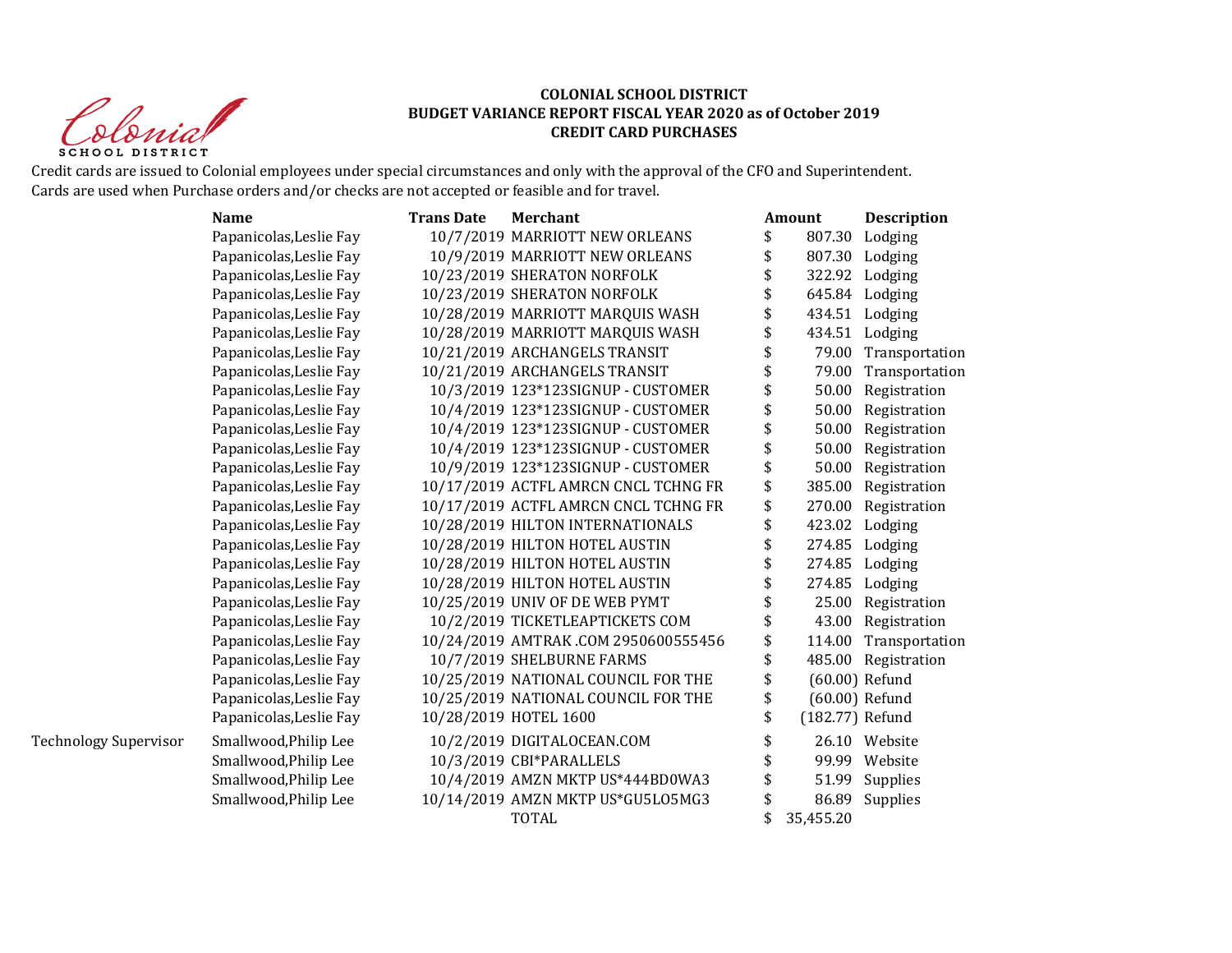**COLONIAL SCHOOL DISTRICT**
**BUDGET VARIANCE REPORT FISCAL YEAR 2020 as of October 2019**
**CREDIT CARD PURCHASES**

Credit cards are issued to Colonial employees under special circumstances and only with the approval of the CFO and Superintendent.
Cards are used when Purchase orders and/or checks are not accepted or feasible and for travel.

| | Name | Trans Date | Merchant | Amount | Description |
|---|---|---|---|---|---|
| | Papanicolas,Leslie Fay | 10/7/2019 | MARRIOTT NEW ORLEANS | $ 807.30 | Lodging |
| | Papanicolas,Leslie Fay | 10/9/2019 | MARRIOTT NEW ORLEANS | $ 807.30 | Lodging |
| | Papanicolas,Leslie Fay | 10/23/2019 | SHERATON NORFOLK | $ 322.92 | Lodging |
| | Papanicolas,Leslie Fay | 10/23/2019 | SHERATON NORFOLK | $ 645.84 | Lodging |
| | Papanicolas,Leslie Fay | 10/28/2019 | MARRIOTT MARQUIS WASH | $ 434.51 | Lodging |
| | Papanicolas,Leslie Fay | 10/28/2019 | MARRIOTT MARQUIS WASH | $ 434.51 | Lodging |
| | Papanicolas,Leslie Fay | 10/21/2019 | ARCHANGELS TRANSIT | $ 79.00 | Transportation |
| | Papanicolas,Leslie Fay | 10/21/2019 | ARCHANGELS TRANSIT | $ 79.00 | Transportation |
| | Papanicolas,Leslie Fay | 10/3/2019 | 123*123SIGNUP - CUSTOMER | $ 50.00 | Registration |
| | Papanicolas,Leslie Fay | 10/4/2019 | 123*123SIGNUP - CUSTOMER | $ 50.00 | Registration |
| | Papanicolas,Leslie Fay | 10/4/2019 | 123*123SIGNUP - CUSTOMER | $ 50.00 | Registration |
| | Papanicolas,Leslie Fay | 10/4/2019 | 123*123SIGNUP - CUSTOMER | $ 50.00 | Registration |
| | Papanicolas,Leslie Fay | 10/9/2019 | 123*123SIGNUP - CUSTOMER | $ 50.00 | Registration |
| | Papanicolas,Leslie Fay | 10/17/2019 | ACTFL AMRCN CNCL TCHNG FR | $ 385.00 | Registration |
| | Papanicolas,Leslie Fay | 10/17/2019 | ACTFL AMRCN CNCL TCHNG FR | $ 270.00 | Registration |
| | Papanicolas,Leslie Fay | 10/28/2019 | HILTON INTERNATIONALS | $ 423.02 | Lodging |
| | Papanicolas,Leslie Fay | 10/28/2019 | HILTON HOTEL AUSTIN | $ 274.85 | Lodging |
| | Papanicolas,Leslie Fay | 10/28/2019 | HILTON HOTEL AUSTIN | $ 274.85 | Lodging |
| | Papanicolas,Leslie Fay | 10/28/2019 | HILTON HOTEL AUSTIN | $ 274.85 | Lodging |
| | Papanicolas,Leslie Fay | 10/25/2019 | UNIV OF DE WEB PYMT | $ 25.00 | Registration |
| | Papanicolas,Leslie Fay | 10/2/2019 | TICKETLEAPTICKETS COM | $ 43.00 | Registration |
| | Papanicolas,Leslie Fay | 10/24/2019 | AMTRAK .COM 2950600555456 | $ 114.00 | Transportation |
| | Papanicolas,Leslie Fay | 10/7/2019 | SHELBURNE FARMS | $ 485.00 | Registration |
| | Papanicolas,Leslie Fay | 10/25/2019 | NATIONAL COUNCIL FOR THE | $ (60.00) | Refund |
| | Papanicolas,Leslie Fay | 10/25/2019 | NATIONAL COUNCIL FOR THE | $ (60.00) | Refund |
| | Papanicolas,Leslie Fay | 10/28/2019 | HOTEL 1600 | $ (182.77) | Refund |
| Technology Supervisor | Smallwood,Philip Lee | 10/2/2019 | DIGITALOCEAN.COM | $ 26.10 | Website |
| | Smallwood,Philip Lee | 10/3/2019 | CBI*PARALLELS | $ 99.99 | Website |
| | Smallwood,Philip Lee | 10/4/2019 | AMZN MKTP US*444BD0WA3 | $ 51.99 | Supplies |
| | Smallwood,Philip Lee | 10/14/2019 | AMZN MKTP US*GU5LO5MG3 | $ 86.89 | Supplies |
| | | | TOTAL | $ 35,455.20 | |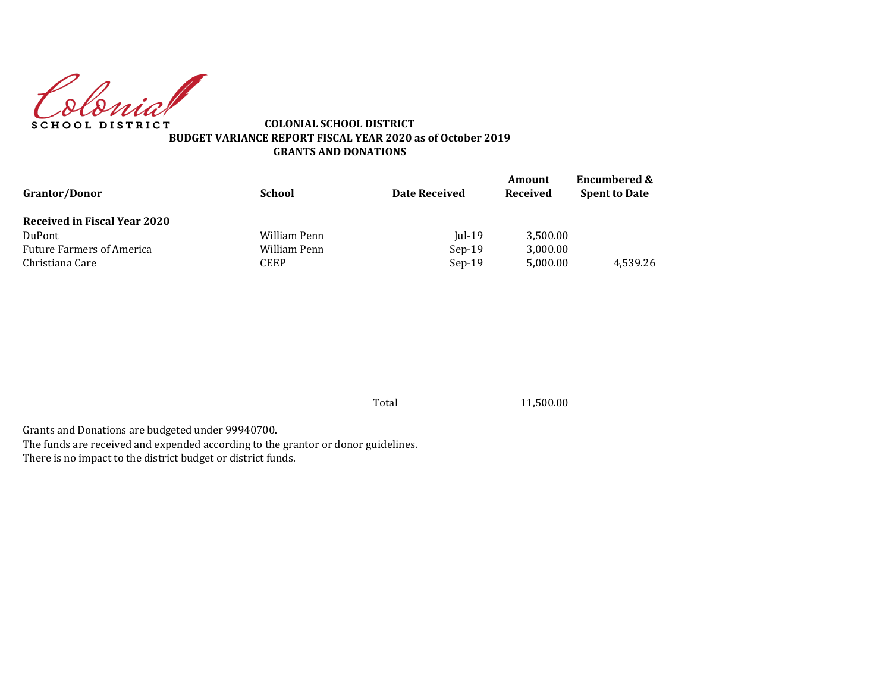Colonial
SCHOOL DISTRICT

**COLONIAL SCHOOL DISTRICT**
**BUDGET VARIANCE REPORT FISCAL YEAR 2020 as of October 2019**
**GRANTS AND DONATIONS**

| Grantor/Donor | School | Date Received | Amount Received | Encumbered & Spent to Date |
|---|---|---|---|---|
| **Received in Fiscal Year 2020** | | | | |
| DuPont | William Penn | Jul-19 | 3,500.00 | |
| Future Farmers of America | William Penn | Sep-19 | 3,000.00 | |
| Christiana Care | CEEP | Sep-19 | 5,000.00 | 4,539.26 |
| | | Total | 11,500.00 | |

Grants and Donations are budgeted under 99940700.
The funds are received and expended according to the grantor or donor guidelines.
There is no impact to the district budget or district funds.